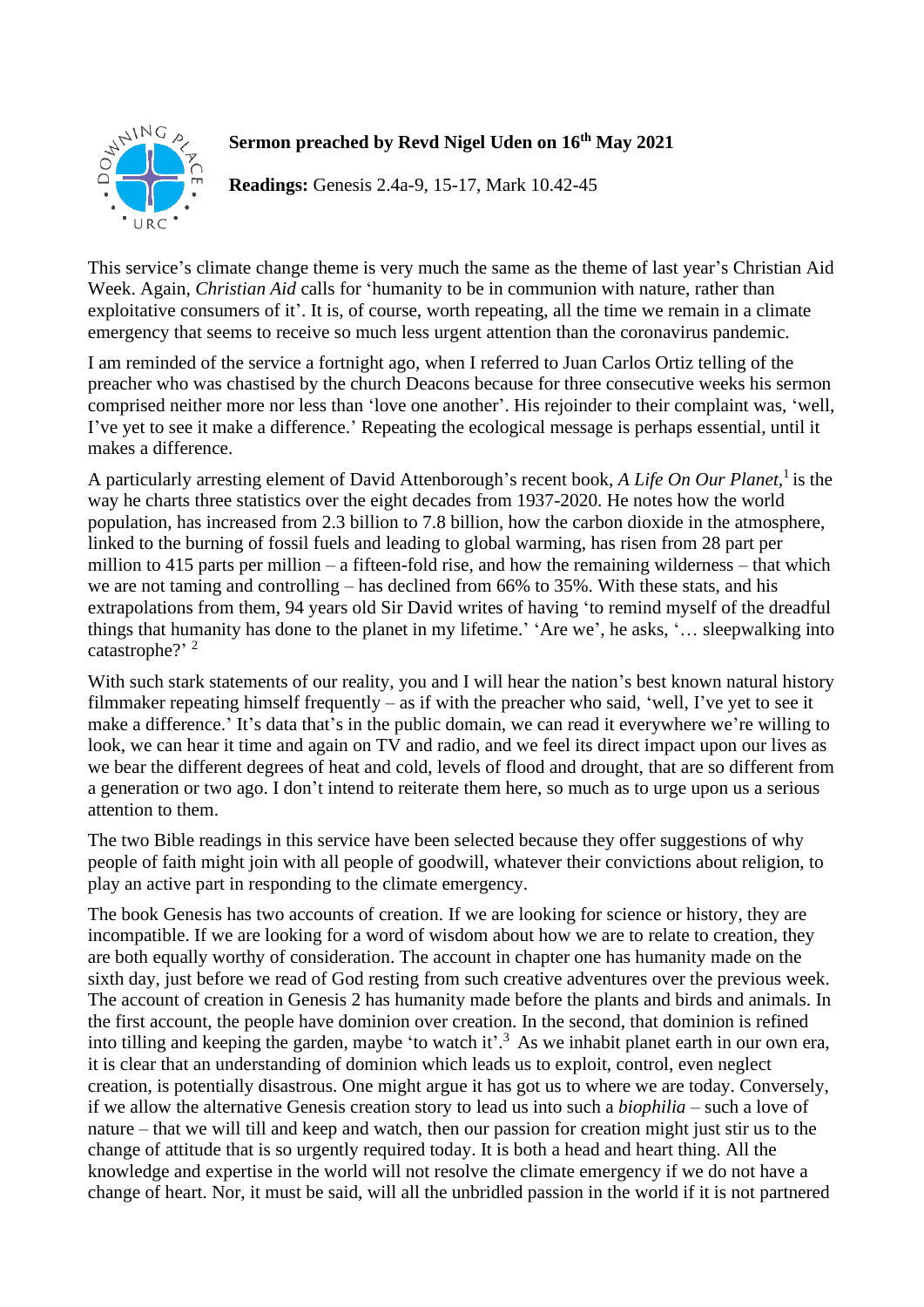**Sermon preached by Revd Nigel Uden on 16th May 2021**

**Readings:** Genesis 2.4a-9, 15-17, Mark 10.42-45

This service's climate change theme is very much the same as the theme of last year's Christian Aid Week. Again, *Christian Aid* calls for 'humanity to be in communion with nature, rather than exploitative consumers of it'. It is, of course, worth repeating, all the time we remain in a climate emergency that seems to receive so much less urgent attention than the coronavirus pandemic.

I am reminded of the service a fortnight ago, when I referred to Juan Carlos Ortiz telling of the preacher who was chastised by the church Deacons because for three consecutive weeks his sermon comprised neither more nor less than 'love one another'. His rejoinder to their complaint was, 'well, I've yet to see it make a difference.' Repeating the ecological message is perhaps essential, until it makes a difference.

A particularly arresting element of David Attenborough's recent book, *A Life On Our Planet,*[1] is the way he charts three statistics over the eight decades from 1937-2020. He notes how the world population, has increased from 2.3 billion to 7.8 billion, how the carbon dioxide in the atmosphere, linked to the burning of fossil fuels and leading to global warming, has risen from 28 part per million to 415 parts per million – a fifteen-fold rise, and how the remaining wilderness – that which we are not taming and controlling – has declined from 66% to 35%. With these stats, and his extrapolations from them, 94 years old Sir David writes of having 'to remind myself of the dreadful things that humanity has done to the planet in my lifetime.' 'Are we', he asks, '… sleepwalking into catastrophe?' [2]

With such stark statements of our reality, you and I will hear the nation's best known natural history filmmaker repeating himself frequently – as if with the preacher who said, 'well, I've yet to see it make a difference.' It's data that's in the public domain, we can read it everywhere we're willing to look, we can hear it time and again on TV and radio, and we feel its direct impact upon our lives as we bear the different degrees of heat and cold, levels of flood and drought, that are so different from a generation or two ago. I don't intend to reiterate them here, so much as to urge upon us a serious attention to them.

The two Bible readings in this service have been selected because they offer suggestions of why people of faith might join with all people of goodwill, whatever their convictions about religion, to play an active part in responding to the climate emergency.

The book Genesis has two accounts of creation. If we are looking for science or history, they are incompatible. If we are looking for a word of wisdom about how we are to relate to creation, they are both equally worthy of consideration. The account in chapter one has humanity made on the sixth day, just before we read of God resting from such creative adventures over the previous week. The account of creation in Genesis 2 has humanity made before the plants and birds and animals. In the first account, the people have dominion over creation. In the second, that dominion is refined into tilling and keeping the garden, maybe 'to watch it'.[3] As we inhabit planet earth in our own era, it is clear that an understanding of dominion which leads us to exploit, control, even neglect creation, is potentially disastrous. One might argue it has got us to where we are today. Conversely, if we allow the alternative Genesis creation story to lead us into such a *biophilia* – such a love of nature – that we will till and keep and watch, then our passion for creation might just stir us to the change of attitude that is so urgently required today. It is both a head and heart thing. All the knowledge and expertise in the world will not resolve the climate emergency if we do not have a change of heart. Nor, it must be said, will all the unbridled passion in the world if it is not partnered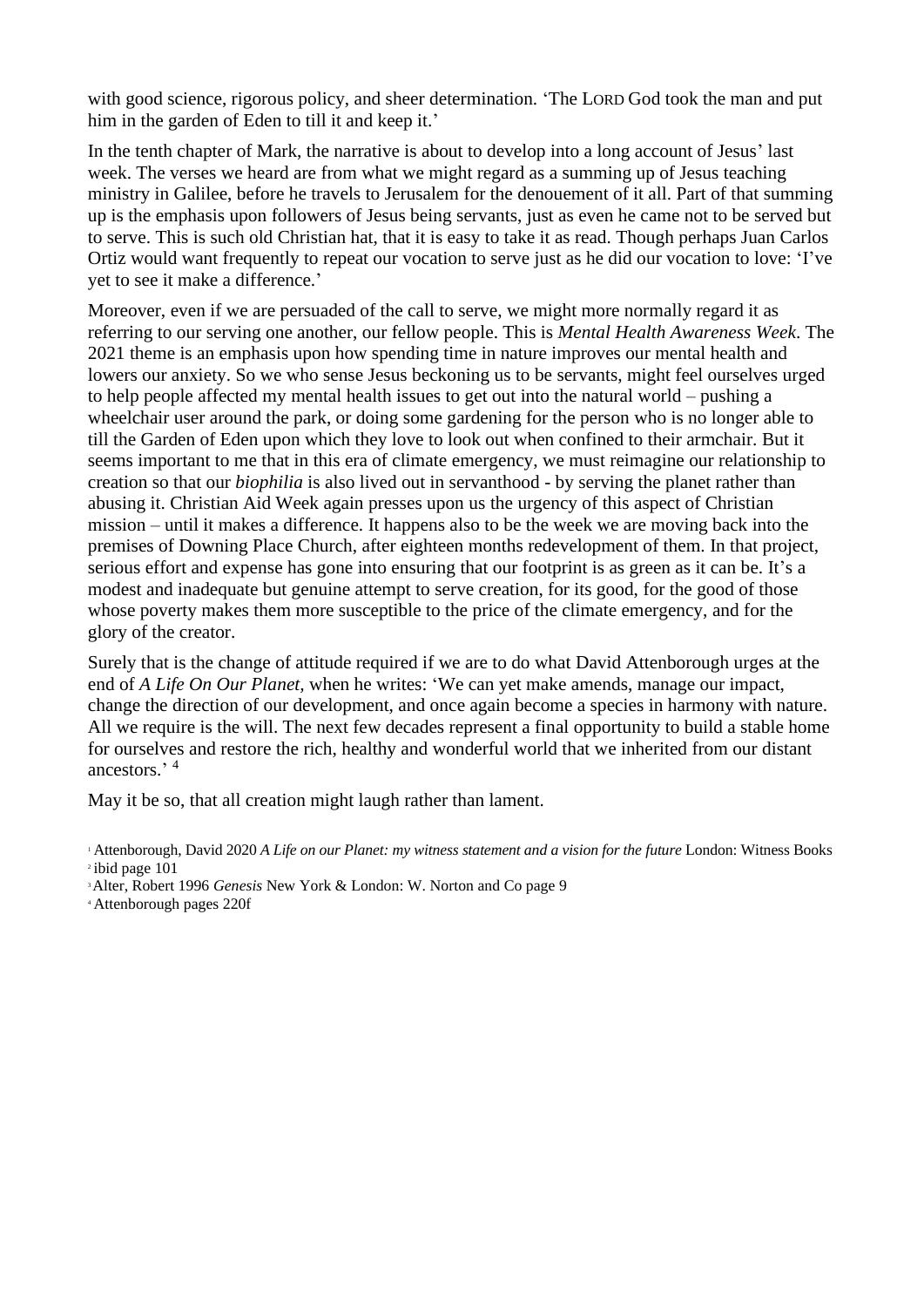with good science, rigorous policy, and sheer determination. 'The LORD God took the man and put him in the garden of Eden to till it and keep it.'

In the tenth chapter of Mark, the narrative is about to develop into a long account of Jesus' last week. The verses we heard are from what we might regard as a summing up of Jesus teaching ministry in Galilee, before he travels to Jerusalem for the denouement of it all. Part of that summing up is the emphasis upon followers of Jesus being servants, just as even he came not to be served but to serve. This is such old Christian hat, that it is easy to take it as read. Though perhaps Juan Carlos Ortiz would want frequently to repeat our vocation to serve just as he did our vocation to love: 'I've yet to see it make a difference.'

Moreover, even if we are persuaded of the call to serve, we might more normally regard it as referring to our serving one another, our fellow people. This is *Mental Health Awareness Week*. The 2021 theme is an emphasis upon how spending time in nature improves our mental health and lowers our anxiety. So we who sense Jesus beckoning us to be servants, might feel ourselves urged to help people affected my mental health issues to get out into the natural world – pushing a wheelchair user around the park, or doing some gardening for the person who is no longer able to till the Garden of Eden upon which they love to look out when confined to their armchair. But it seems important to me that in this era of climate emergency, we must reimagine our relationship to creation so that our *biophilia* is also lived out in servanthood - by serving the planet rather than abusing it. Christian Aid Week again presses upon us the urgency of this aspect of Christian mission – until it makes a difference. It happens also to be the week we are moving back into the premises of Downing Place Church, after eighteen months redevelopment of them. In that project, serious effort and expense has gone into ensuring that our footprint is as green as it can be. It's a modest and inadequate but genuine attempt to serve creation, for its good, for the good of those whose poverty makes them more susceptible to the price of the climate emergency, and for the glory of the creator.

Surely that is the change of attitude required if we are to do what David Attenborough urges at the end of *A Life On Our Planet*, when he writes: 'We can yet make amends, manage our impact, change the direction of our development, and once again become a species in harmony with nature. All we require is the will. The next few decades represent a final opportunity to build a stable home for ourselves and restore the rich, healthy and wonderful world that we inherited from our distant ancestors.' [4]

May it be so, that all creation might laugh rather than lament.

[1] Attenborough, David 2020 *A Life on our Planet: my witness statement and a vision for the future* London: Witness Books
[2] ibid page 101
[3] Alter, Robert 1996 *Genesis* New York & London: W. Norton and Co page 9
[4] Attenborough pages 220f